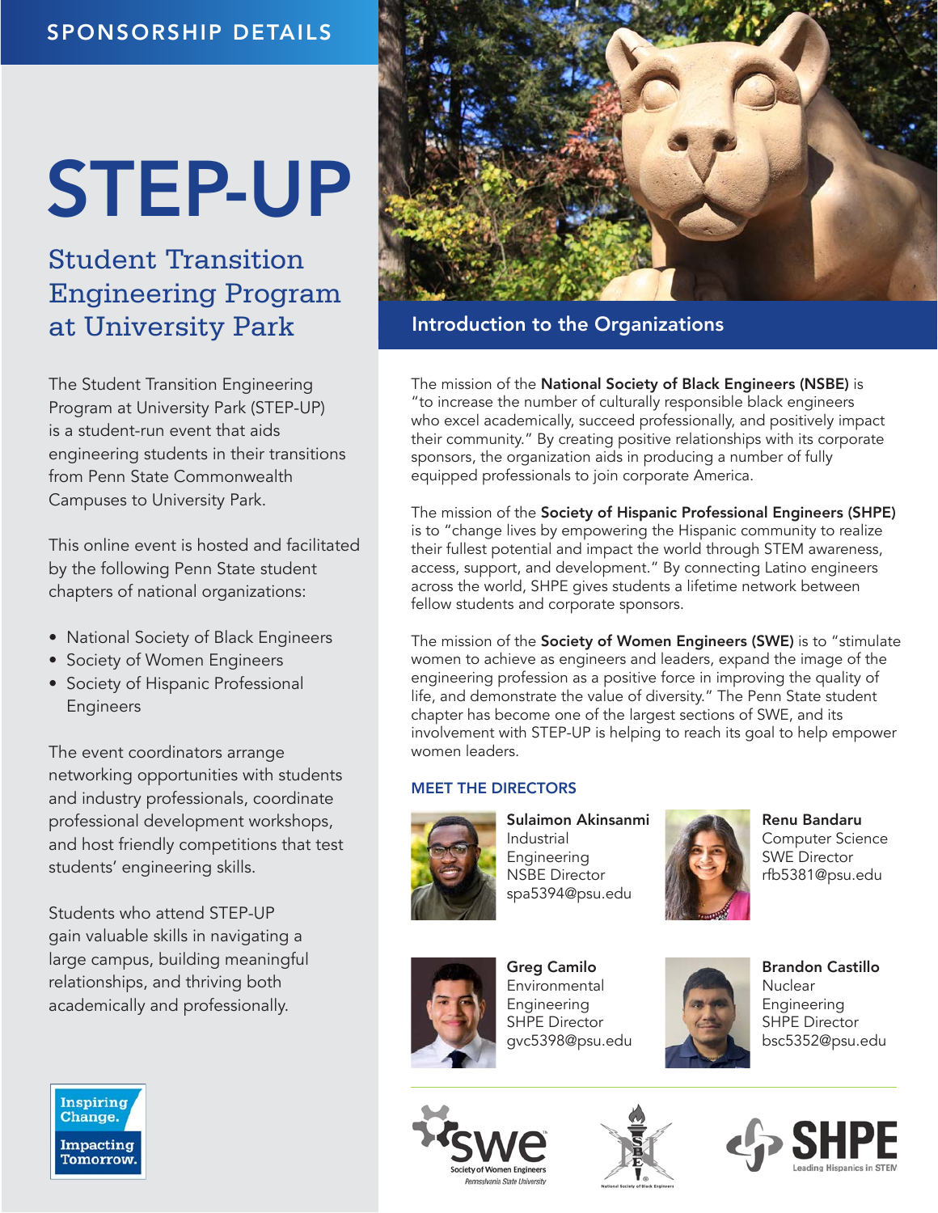SPONSORSHIP DETAILS

# STEP-UP

## Student Transition Engineering Program at University Park

The Student Transition Engineering Program at University Park (STEP-UP) is a student-run event that aids engineering students in their transitions from Penn State Commonwealth Campuses to University Park.

This online event is hosted and facilitated by the following Penn State student chapters of national organizations:

- National Society of Black Engineers
- Society of Women Engineers
- Society of Hispanic Professional Engineers

The event coordinators arrange networking opportunities with students and industry professionals, coordinate professional development workshops, and host friendly competitions that test students' engineering skills.

Students who attend STEP-UP gain valuable skills in navigating a large campus, building meaningful relationships, and thriving both academically and professionally.

Inspiring Change. Impacting Tomorrow.

## Introduction to the Organizations

The mission of the **National Society of Black Engineers (NSBE)** is "to increase the number of culturally responsible black engineers who excel academically, succeed professionally, and positively impact their community." By creating positive relationships with its corporate sponsors, the organization aids in producing a number of fully equipped professionals to join corporate America.

The mission of the **Society of Hispanic Professional Engineers (SHPE)** is to "change lives by empowering the Hispanic community to realize their fullest potential and impact the world through STEM awareness, access, support, and development." By connecting Latino engineers across the world, SHPE gives students a lifetime network between fellow students and corporate sponsors.

The mission of the **Society of Women Engineers (SWE)** is to "stimulate women to achieve as engineers and leaders, expand the image of the engineering profession as a positive force in improving the quality of life, and demonstrate the value of diversity." The Penn State student chapter has become one of the largest sections of SWE, and its involvement with STEP-UP is helping to reach its goal to help empower women leaders.

### MEET THE DIRECTORS

**Sulaimon Akinsanmi**
Industrial Engineering
NSBE Director
spa5394@psu.edu

**Renu Bandaru**
Computer Science
SWE Director
rfb5381@psu.edu

**Greg Camilo**
Environmental Engineering
SHPE Director
gvc5398@psu.edu

**Brandon Castillo**
Nuclear Engineering
SHPE Director
bsc5352@psu.edu

swe Society of Women Engineers — Pennsylvania State University

NSBE — National Society of Black Engineers

SHPE — Leading Hispanics in STEM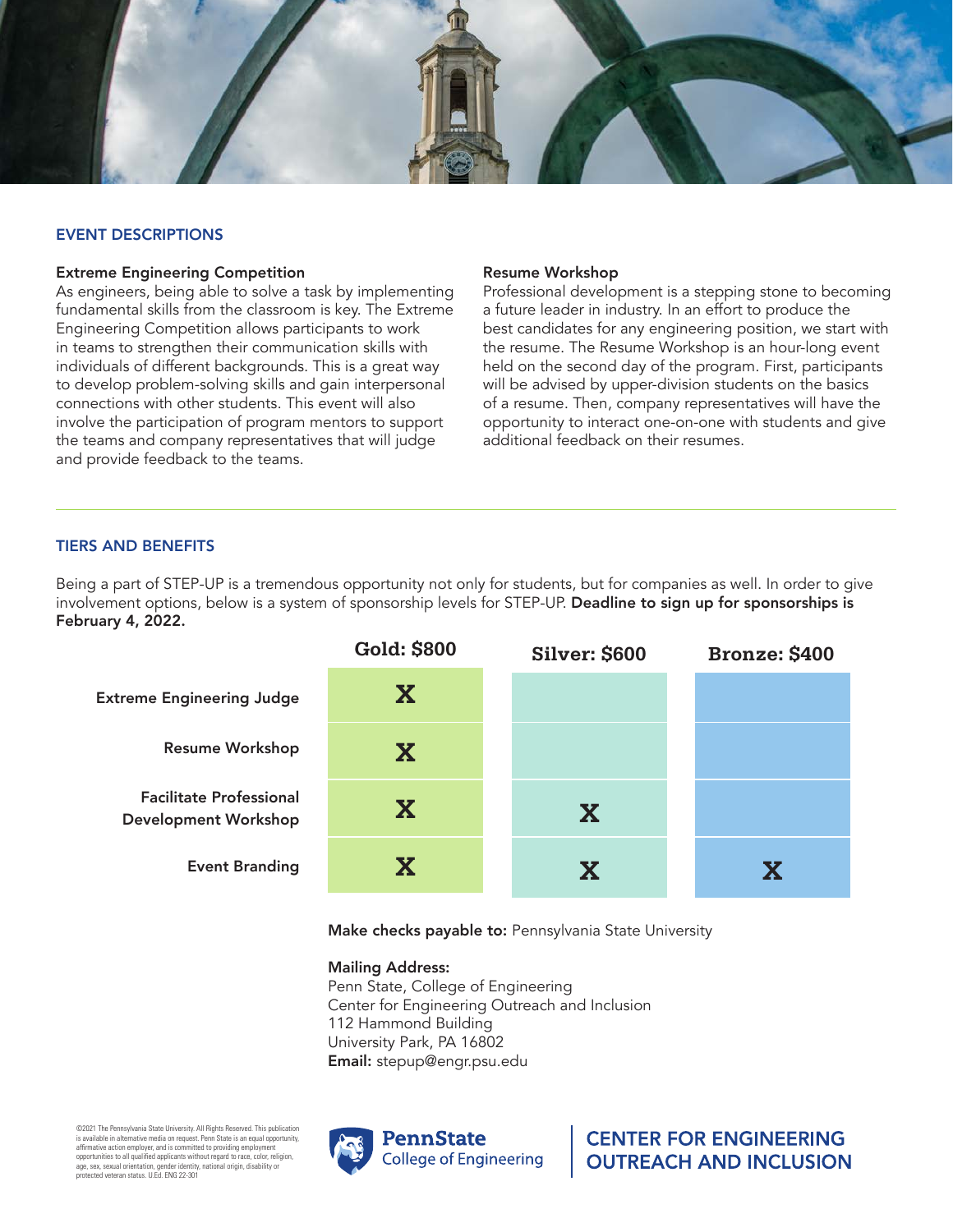## EVENT DESCRIPTIONS

### Extreme Engineering Competition

As engineers, being able to solve a task by implementing fundamental skills from the classroom is key. The Extreme Engineering Competition allows participants to work in teams to strengthen their communication skills with individuals of different backgrounds. This is a great way to develop problem-solving skills and gain interpersonal connections with other students. This event will also involve the participation of program mentors to support the teams and company representatives that will judge and provide feedback to the teams.

### Resume Workshop

Professional development is a stepping stone to becoming a future leader in industry. In an effort to produce the best candidates for any engineering position, we start with the resume. The Resume Workshop is an hour-long event held on the second day of the program. First, participants will be advised by upper-division students on the basics of a resume. Then, company representatives will have the opportunity to interact one-on-one with students and give additional feedback on their resumes.

## TIERS AND BENEFITS

Being a part of STEP-UP is a tremendous opportunity not only for students, but for companies as well. In order to give involvement options, below is a system of sponsorship levels for STEP-UP. **Deadline to sign up for sponsorships is February 4, 2022.**

| | Gold: $800 | Silver: $600 | Bronze: $400 |
| --- | --- | --- | --- |
| Extreme Engineering Judge | X | | |
| Resume Workshop | X | | |
| Facilitate Professional Development Workshop | X | X | |
| Event Branding | X | X | X |

**Make checks payable to:** Pennsylvania State University

**Mailing Address:**
Penn State, College of Engineering
Center for Engineering Outreach and Inclusion
112 Hammond Building
University Park, PA 16802
**Email:** stepup@engr.psu.edu

©2021 The Pennsylvania State University. All Rights Reserved. This publication is available in alternative media on request. Penn State is an equal opportunity, affirmative action employer, and is committed to providing employment opportunities to all qualified applicants without regard to race, color, religion, age, sex, sexual orientation, gender identity, national origin, disability or protected veteran status. U.Ed. ENG 22-301

PennState College of Engineering

CENTER FOR ENGINEERING OUTREACH AND INCLUSION